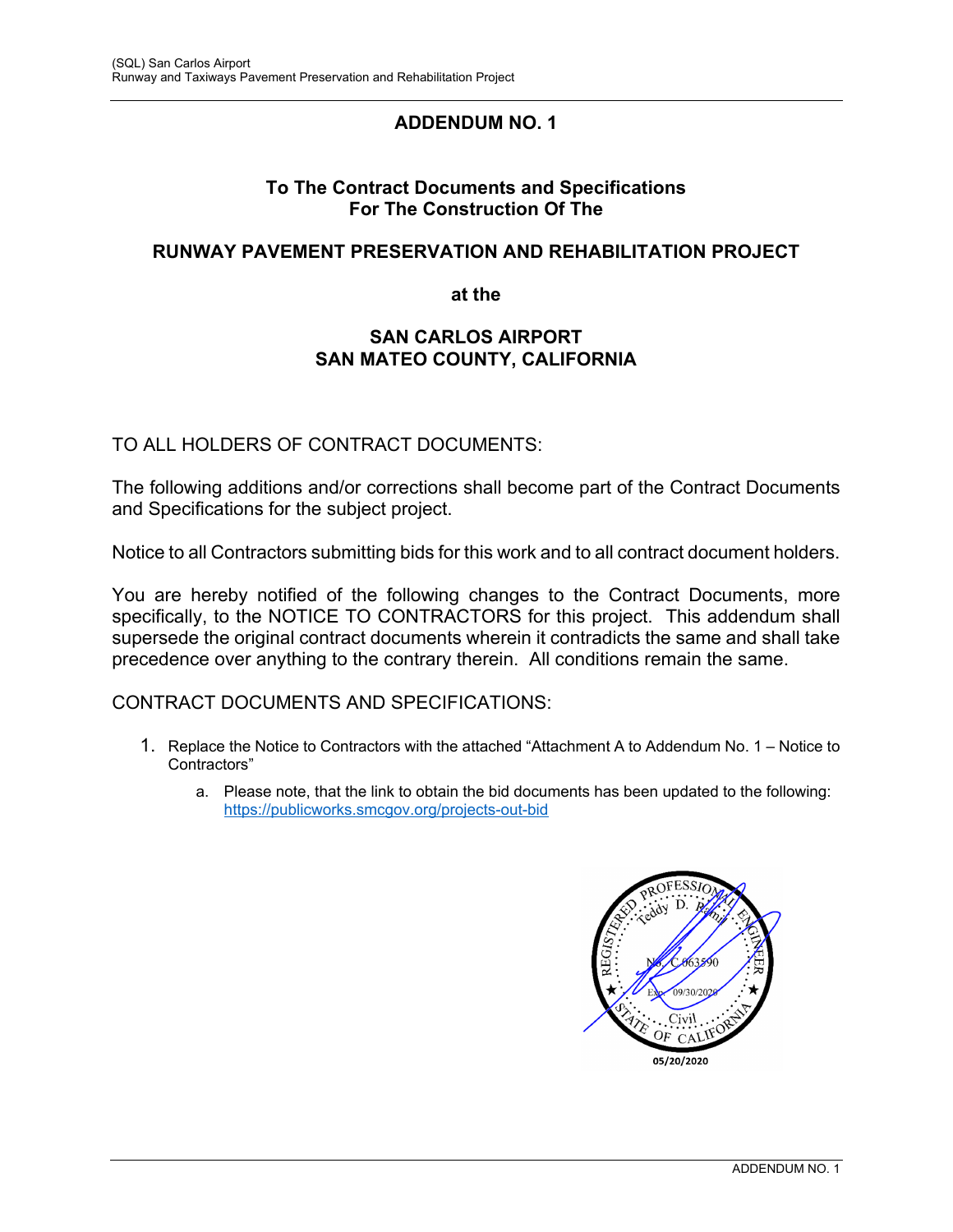# ADDENDUM NO. 1

## To The Contract Documents and Specifications For The Construction Of The

## RUNWAY PAVEMENT PRESERVATION AND REHABILITATION PROJECT

## at the

## SAN CARLOS AIRPORT SAN MATEO COUNTY, CALIFORNIA

TO ALL HOLDERS OF CONTRACT DOCUMENTS:

The following additions and/or corrections shall become part of the Contract Documents and Specifications for the subject project.

Notice to all Contractors submitting bids for this work and to all contract document holders.

You are hereby notified of the following changes to the Contract Documents, more specifically, to the NOTICE TO CONTRACTORS for this project. This addendum shall supersede the original contract documents wherein it contradicts the same and shall take precedence over anything to the contrary therein. All conditions remain the same.

CONTRACT DOCUMENTS AND SPECIFICATIONS:

1. Replace the Notice to Contractors with the attached "Attachment A to Addendum No. 1 – Notice to Contractors"
    a. Please note, that the link to obtain the bid documents has been updated to the following: https://publicworks.smcgov.org/projects-out-bid

REGISTERED PROFESSIONAL ENGINEER
Teddy D. Ramirez
No. C 063590
Exp. 09/30/2020
Civil
STATE OF CALIFORNIA

05/20/2020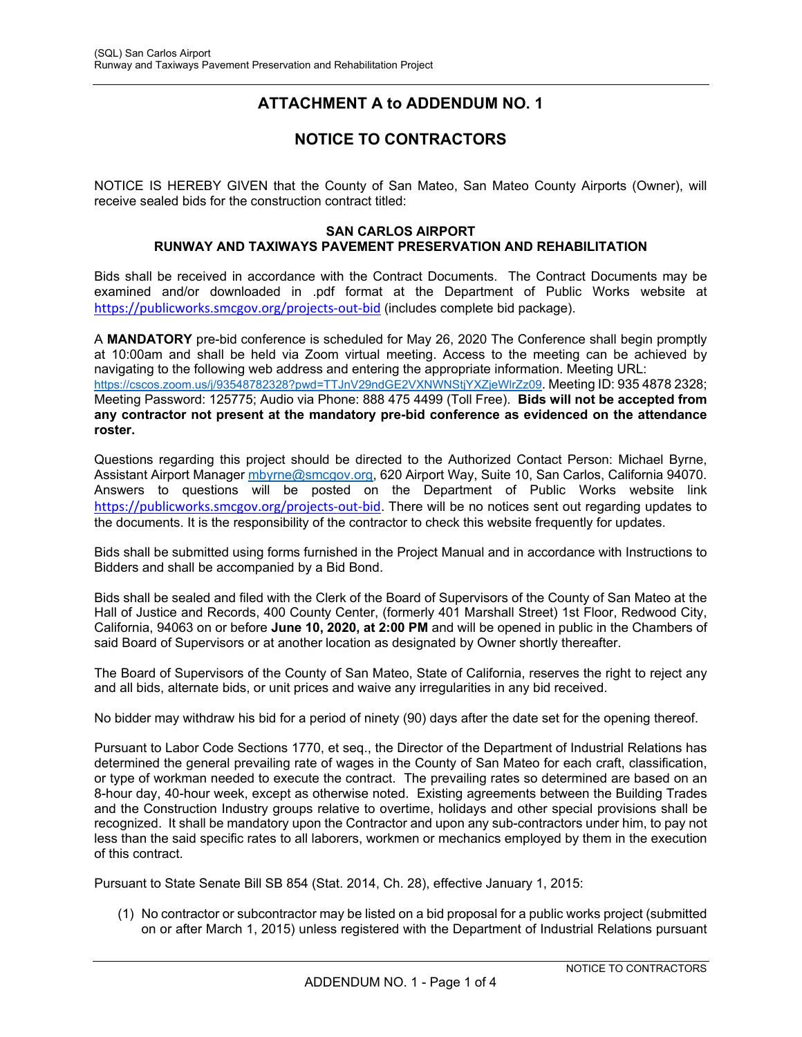# ATTACHMENT A to ADDENDUM NO. 1

## NOTICE TO CONTRACTORS

NOTICE IS HEREBY GIVEN that the County of San Mateo, San Mateo County Airports (Owner), will receive sealed bids for the construction contract titled:

**SAN CARLOS AIRPORT**
**RUNWAY AND TAXIWAYS PAVEMENT PRESERVATION AND REHABILITATION**

Bids shall be received in accordance with the Contract Documents. The Contract Documents may be examined and/or downloaded in .pdf format at the Department of Public Works website at https://publicworks.smcgov.org/projects-out-bid (includes complete bid package).

A **MANDATORY** pre-bid conference is scheduled for May 26, 2020 The Conference shall begin promptly at 10:00am and shall be held via Zoom virtual meeting. Access to the meeting can be achieved by navigating to the following web address and entering the appropriate information. Meeting URL: https://cscos.zoom.us/j/93548782328?pwd=TTJnV29ndGE2VXNWNStjYXZjeWlrZz09. Meeting ID: 935 4878 2328; Meeting Password: 125775; Audio via Phone: 888 475 4499 (Toll Free). **Bids will not be accepted from any contractor not present at the mandatory pre-bid conference as evidenced on the attendance roster.**

Questions regarding this project should be directed to the Authorized Contact Person: Michael Byrne, Assistant Airport Manager mbyrne@smcgov.org, 620 Airport Way, Suite 10, San Carlos, California 94070. Answers to questions will be posted on the Department of Public Works website link https://publicworks.smcgov.org/projects-out-bid. There will be no notices sent out regarding updates to the documents. It is the responsibility of the contractor to check this website frequently for updates.

Bids shall be submitted using forms furnished in the Project Manual and in accordance with Instructions to Bidders and shall be accompanied by a Bid Bond.

Bids shall be sealed and filed with the Clerk of the Board of Supervisors of the County of San Mateo at the Hall of Justice and Records, 400 County Center, (formerly 401 Marshall Street) 1st Floor, Redwood City, California, 94063 on or before **June 10, 2020, at 2:00 PM** and will be opened in public in the Chambers of said Board of Supervisors or at another location as designated by Owner shortly thereafter.

The Board of Supervisors of the County of San Mateo, State of California, reserves the right to reject any and all bids, alternate bids, or unit prices and waive any irregularities in any bid received.

No bidder may withdraw his bid for a period of ninety (90) days after the date set for the opening thereof.

Pursuant to Labor Code Sections 1770, et seq., the Director of the Department of Industrial Relations has determined the general prevailing rate of wages in the County of San Mateo for each craft, classification, or type of workman needed to execute the contract. The prevailing rates so determined are based on an 8-hour day, 40-hour week, except as otherwise noted. Existing agreements between the Building Trades and the Construction Industry groups relative to overtime, holidays and other special provisions shall be recognized. It shall be mandatory upon the Contractor and upon any sub-contractors under him, to pay not less than the said specific rates to all laborers, workmen or mechanics employed by them in the execution of this contract.

Pursuant to State Senate Bill SB 854 (Stat. 2014, Ch. 28), effective January 1, 2015:

(1) No contractor or subcontractor may be listed on a bid proposal for a public works project (submitted on or after March 1, 2015) unless registered with the Department of Industrial Relations pursuant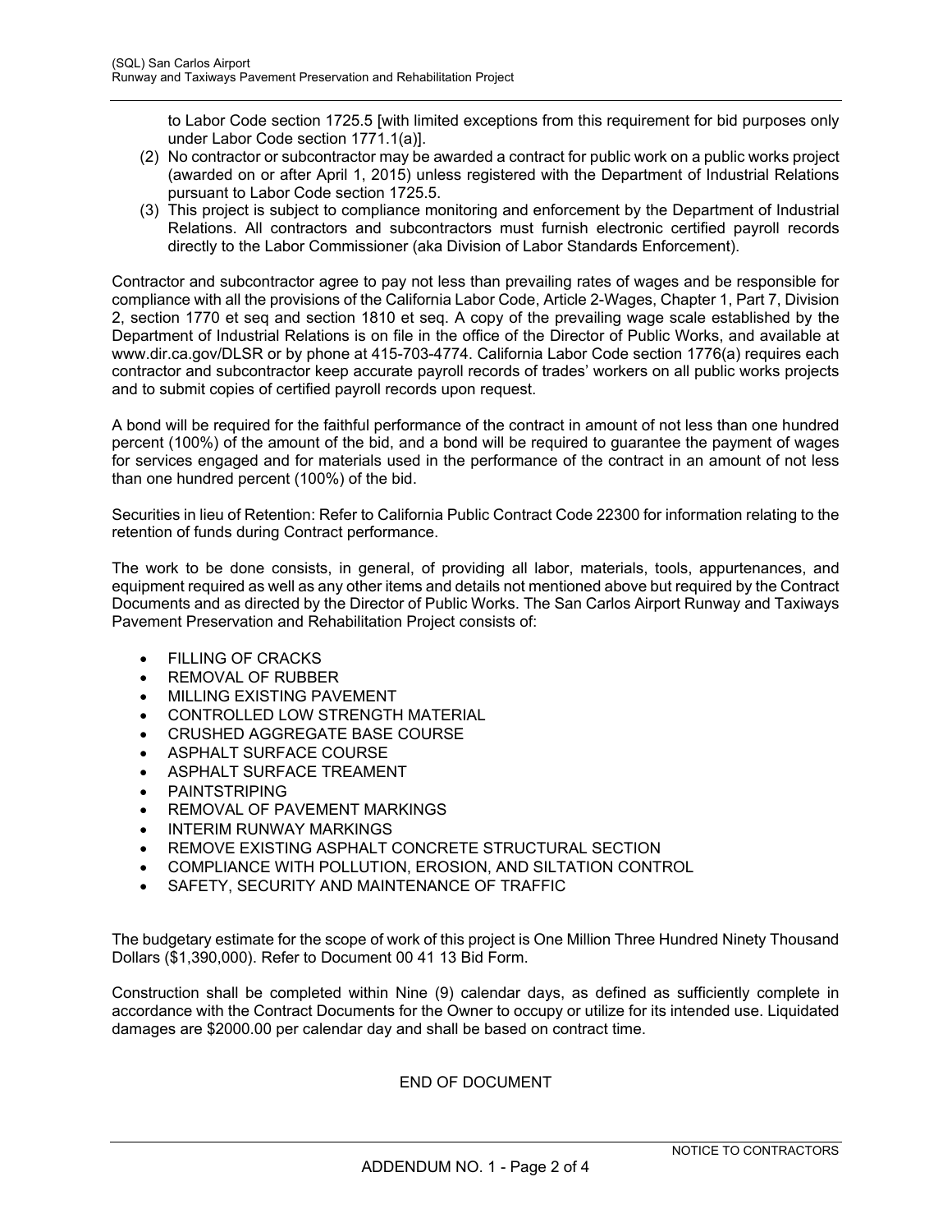to Labor Code section 1725.5 [with limited exceptions from this requirement for bid purposes only under Labor Code section 1771.1(a)].

(2) No contractor or subcontractor may be awarded a contract for public work on a public works project (awarded on or after April 1, 2015) unless registered with the Department of Industrial Relations pursuant to Labor Code section 1725.5.

(3) This project is subject to compliance monitoring and enforcement by the Department of Industrial Relations. All contractors and subcontractors must furnish electronic certified payroll records directly to the Labor Commissioner (aka Division of Labor Standards Enforcement).

Contractor and subcontractor agree to pay not less than prevailing rates of wages and be responsible for compliance with all the provisions of the California Labor Code, Article 2-Wages, Chapter 1, Part 7, Division 2, section 1770 et seq and section 1810 et seq. A copy of the prevailing wage scale established by the Department of Industrial Relations is on file in the office of the Director of Public Works, and available at www.dir.ca.gov/DLSR or by phone at 415-703-4774. California Labor Code section 1776(a) requires each contractor and subcontractor keep accurate payroll records of trades' workers on all public works projects and to submit copies of certified payroll records upon request.

A bond will be required for the faithful performance of the contract in amount of not less than one hundred percent (100%) of the amount of the bid, and a bond will be required to guarantee the payment of wages for services engaged and for materials used in the performance of the contract in an amount of not less than one hundred percent (100%) of the bid.

Securities in lieu of Retention: Refer to California Public Contract Code 22300 for information relating to the retention of funds during Contract performance.

The work to be done consists, in general, of providing all labor, materials, tools, appurtenances, and equipment required as well as any other items and details not mentioned above but required by the Contract Documents and as directed by the Director of Public Works. The San Carlos Airport Runway and Taxiways Pavement Preservation and Rehabilitation Project consists of:

- FILLING OF CRACKS
- REMOVAL OF RUBBER
- MILLING EXISTING PAVEMENT
- CONTROLLED LOW STRENGTH MATERIAL
- CRUSHED AGGREGATE BASE COURSE
- ASPHALT SURFACE COURSE
- ASPHALT SURFACE TREAMENT
- PAINTSTRIPING
- REMOVAL OF PAVEMENT MARKINGS
- INTERIM RUNWAY MARKINGS
- REMOVE EXISTING ASPHALT CONCRETE STRUCTURAL SECTION
- COMPLIANCE WITH POLLUTION, EROSION, AND SILTATION CONTROL
- SAFETY, SECURITY AND MAINTENANCE OF TRAFFIC

The budgetary estimate for the scope of work of this project is One Million Three Hundred Ninety Thousand Dollars ($1,390,000). Refer to Document 00 41 13 Bid Form.

Construction shall be completed within Nine (9) calendar days, as defined as sufficiently complete in accordance with the Contract Documents for the Owner to occupy or utilize for its intended use. Liquidated damages are $2000.00 per calendar day and shall be based on contract time.

END OF DOCUMENT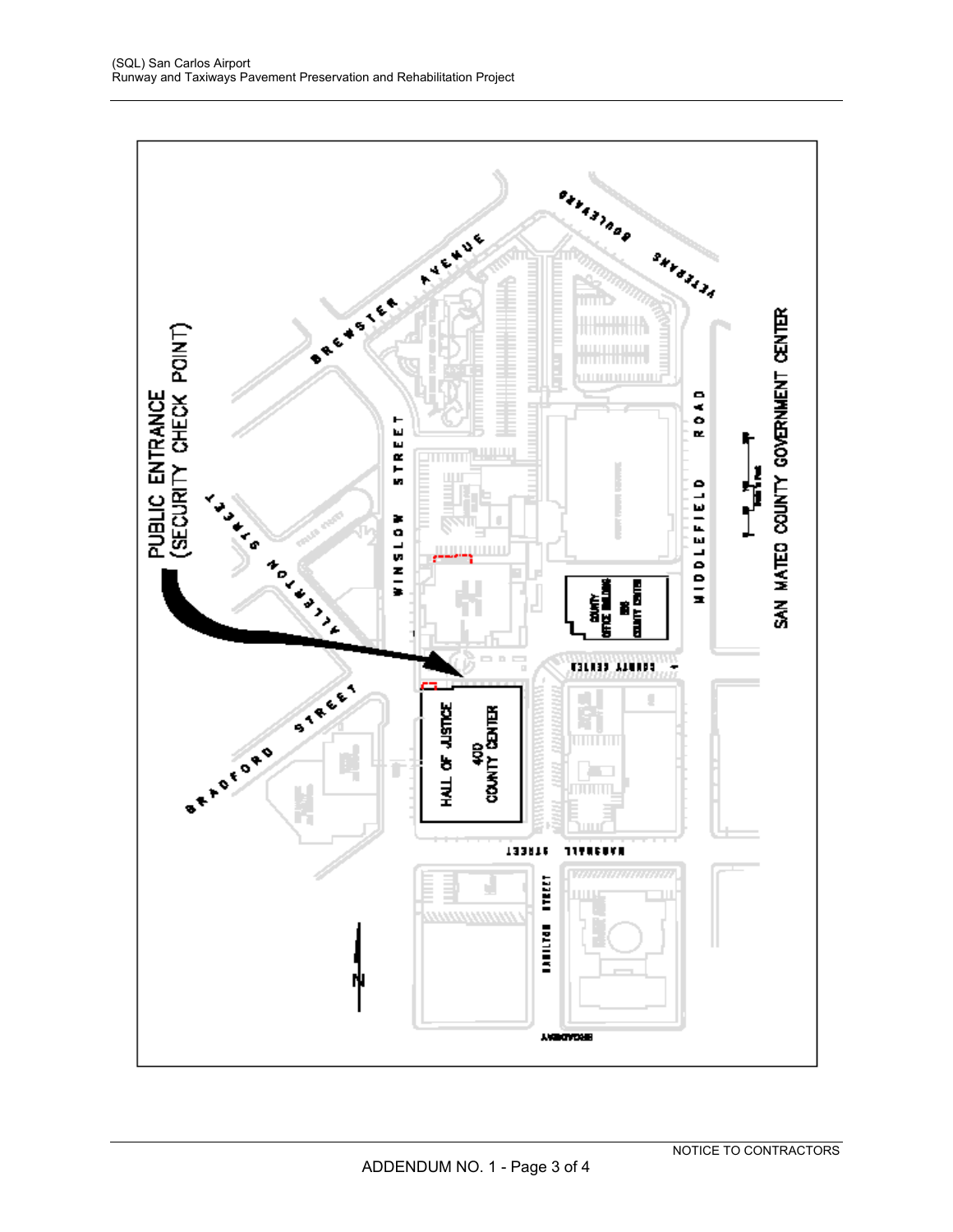PUBLIC ENTRANCE
(SECURITY CHECK POINT)

HALL OF JUSTICE
400
COUNTY CENTER

COUNTY OFFICE BUILDING
555
COUNTY CENTER

SAN MATEO COUNTY GOVERNMENT CENTER

BREWSTER AVENUE

VETERANS BOULEVARD

WINSLOW STREET

MIDDLEFIELD ROAD

ALLERTON STREET

BRADFORD STREET

COUNTY CENTER

MARSHALL STREET

HAMILTON STREET

BROADWAY

NOTICE TO CONTRACTORS